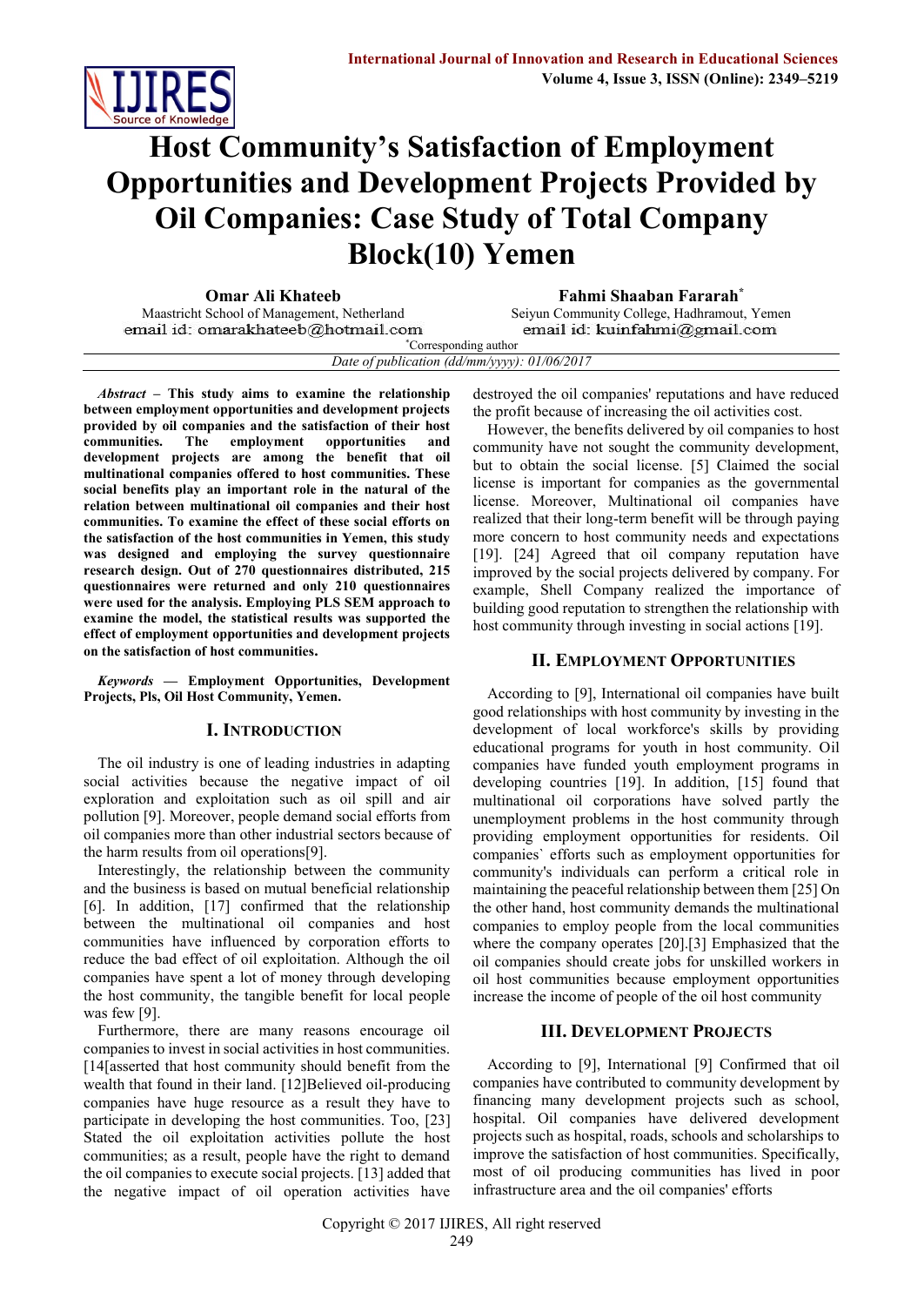# Host Community's Satisfaction of Employment Opportunities and Development Projects Provided by Oil Companies: Case Study of Total Company Block(10) Yemen

**Omar Ali Khateeb**
Maastricht School of Management, Netherland
email id: omarakhateeb@hotmail.com

**Fahmi Shaaban Fararah***
Seiyun Community College, Hadhramout, Yemen
email id: kuinfahmi@gmail.com

*Corresponding author

*Date of publication (dd/mm/yyyy): 01/06/2017*

***Abstract*** **– This study aims to examine the relationship between employment opportunities and development projects provided by oil companies and the satisfaction of their host communities. The employment opportunities and development projects are among the benefit that oil multinational companies offered to host communities. These social benefits play an important role in the natural of the relation between multinational oil companies and their host communities. To examine the effect of these social efforts on the satisfaction of the host communities in Yemen, this study was designed and employing the survey questionnaire research design. Out of 270 questionnaires distributed, 215 questionnaires were returned and only 210 questionnaires were used for the analysis. Employing PLS SEM approach to examine the model, the statistical results was supported the effect of employment opportunities and development projects on the satisfaction of host communities.**

***Keywords*** **— Employment Opportunities, Development Projects, Pls, Oil Host Community, Yemen.**

## I. Introduction

The oil industry is one of leading industries in adapting social activities because the negative impact of oil exploration and exploitation such as oil spill and air pollution [9]. Moreover, people demand social efforts from oil companies more than other industrial sectors because of the harm results from oil operations[9].

Interestingly, the relationship between the community and the business is based on mutual beneficial relationship [6]. In addition, [17] confirmed that the relationship between the multinational oil companies and host communities have influenced by corporation efforts to reduce the bad effect of oil exploitation. Although the oil companies have spent a lot of money through developing the host community, the tangible benefit for local people was few [9].

Furthermore, there are many reasons encourage oil companies to invest in social activities in host communities. [14[asserted that host community should benefit from the wealth that found in their land. [12]Believed oil-producing companies have huge resource as a result they have to participate in developing the host communities. Too, [23] Stated the oil exploitation activities pollute the host communities; as a result, people have the right to demand the oil companies to execute social projects. [13] added that the negative impact of oil operation activities have destroyed the oil companies' reputations and have reduced the profit because of increasing the oil activities cost.

However, the benefits delivered by oil companies to host community have not sought the community development, but to obtain the social license. [5] Claimed the social license is important for companies as the governmental license. Moreover, Multinational oil companies have realized that their long-term benefit will be through paying more concern to host community needs and expectations [19]. [24] Agreed that oil company reputation have improved by the social projects delivered by company. For example, Shell Company realized the importance of building good reputation to strengthen the relationship with host community through investing in social actions [19].

## II. Employment Opportunities

According to [9], International oil companies have built good relationships with host community by investing in the development of local workforce's skills by providing educational programs for youth in host community. Oil companies have funded youth employment programs in developing countries [19]. In addition, [15] found that multinational oil corporations have solved partly the unemployment problems in the host community through providing employment opportunities for residents. Oil companies` efforts such as employment opportunities for community's individuals can perform a critical role in maintaining the peaceful relationship between them [25] On the other hand, host community demands the multinational companies to employ people from the local communities where the company operates [20].[3] Emphasized that the oil companies should create jobs for unskilled workers in oil host communities because employment opportunities increase the income of people of the oil host community

## III. Development Projects

According to [9], International [9] Confirmed that oil companies have contributed to community development by financing many development projects such as school, hospital. Oil companies have delivered development projects such as hospital, roads, schools and scholarships to improve the satisfaction of host communities. Specifically, most of oil producing communities has lived in poor infrastructure area and the oil companies' efforts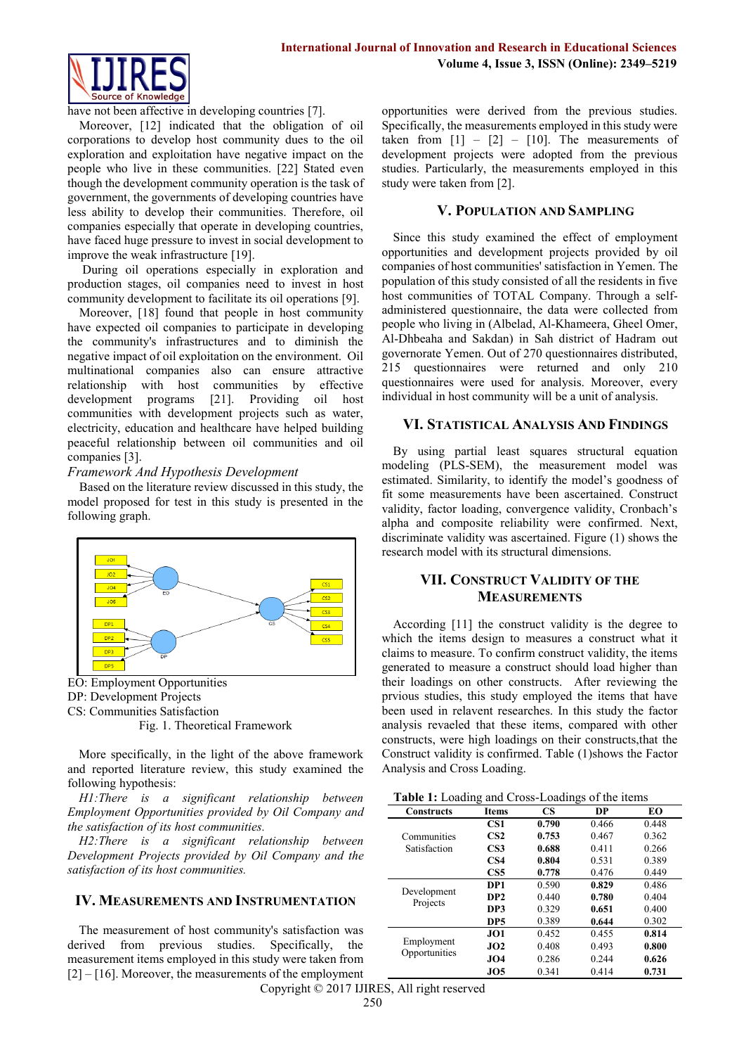have not been affective in developing countries [7].

Moreover, [12] indicated that the obligation of oil corporations to develop host community dues to the oil exploration and exploitation have negative impact on the people who live in these communities. [22] Stated even though the development community operation is the task of government, the governments of developing countries have less ability to develop their communities. Therefore, oil companies especially that operate in developing countries, have faced huge pressure to invest in social development to improve the weak infrastructure [19].

During oil operations especially in exploration and production stages, oil companies need to invest in host community development to facilitate its oil operations [9].

Moreover, [18] found that people in host community have expected oil companies to participate in developing the community's infrastructures and to diminish the negative impact of oil exploitation on the environment. Oil multinational companies also can ensure attractive relationship with host communities by effective development programs [21]. Providing oil host communities with development projects such as water, electricity, education and healthcare have helped building peaceful relationship between oil communities and oil companies [3].

*Framework And Hypothesis Development*

Based on the literature review discussed in this study, the model proposed for test in this study is presented in the following graph.

EO: Employment Opportunities
DP: Development Projects
CS: Communities Satisfaction

Fig. 1. Theoretical Framework

More specifically, in the light of the above framework and reported literature review, this study examined the following hypothesis:

*H1:There is a significant relationship between Employment Opportunities provided by Oil Company and the satisfaction of its host communities.*

*H2:There is a significant relationship between Development Projects provided by Oil Company and the satisfaction of its host communities.*

## IV. Measurements and Instrumentation

The measurement of host community's satisfaction was derived from previous studies. Specifically, the measurement items employed in this study were taken from [2] – [16]. Moreover, the measurements of the employment opportunities were derived from the previous studies. Specifically, the measurements employed in this study were taken from [1] – [2] – [10]. The measurements of development projects were adopted from the previous studies. Particularly, the measurements employed in this study were taken from [2].

## V. Population and Sampling

Since this study examined the effect of employment opportunities and development projects provided by oil companies of host communities' satisfaction in Yemen. The population of this study consisted of all the residents in five host communities of TOTAL Company. Through a self-administered questionnaire, the data were collected from people who living in (Albelad, Al-Khameera, Gheel Omer, Al-Dhbeaha and Sakdan) in Sah district of Hadram out governorate Yemen. Out of 270 questionnaires distributed, 215 questionnaires were returned and only 210 questionnaires were used for analysis. Moreover, every individual in host community will be a unit of analysis.

## VI. Statistical Analysis and Findings

By using partial least squares structural equation modeling (PLS-SEM), the measurement model was estimated. Similarity, to identify the model's goodness of fit some measurements have been ascertained. Construct validity, factor loading, convergence validity, Cronbach's alpha and composite reliability were confirmed. Next, discriminate validity was ascertained. Figure (1) shows the research model with its structural dimensions.

## VII. Construct Validity of the Measurements

According [11] the construct validity is the degree to which the items design to measures a construct what it claims to measure. To confirm construct validity, the items generated to measure a construct should hold higher than their loadings on other constructs. After reviewing the prvious studies, this study employed the items that have been used in relavent researches. In this study the factor analysis revaeled that these items, compared with other constructs, were high loadings on their constructs,that the Construct validity is confirmed. Table (1)shows the Factor Analysis and Cross Loading.

**Table 1:** Loading and Cross-Loadings of the items

| Constructs | Items | CS | DP | EO |
|---|---|---|---|---|
| Communities Satisfaction | CS1 | **0.790** | 0.466 | 0.448 |
| | CS2 | **0.753** | 0.467 | 0.362 |
| | CS3 | **0.688** | 0.411 | 0.266 |
| | CS4 | **0.804** | 0.531 | 0.389 |
| | CS5 | **0.778** | 0.476 | 0.449 |
| Development Projects | DP1 | 0.590 | **0.829** | 0.486 |
| | DP2 | 0.440 | **0.780** | 0.404 |
| | DP3 | 0.329 | **0.651** | 0.400 |
| | DP5 | 0.389 | **0.644** | 0.302 |
| Employment Opportunities | JO1 | 0.452 | 0.455 | **0.814** |
| | JO2 | 0.408 | 0.493 | **0.800** |
| | JO4 | 0.286 | 0.244 | **0.626** |
| | JO5 | 0.341 | 0.414 | **0.731** |

Copyright © 2017 IJIRES, All right reserved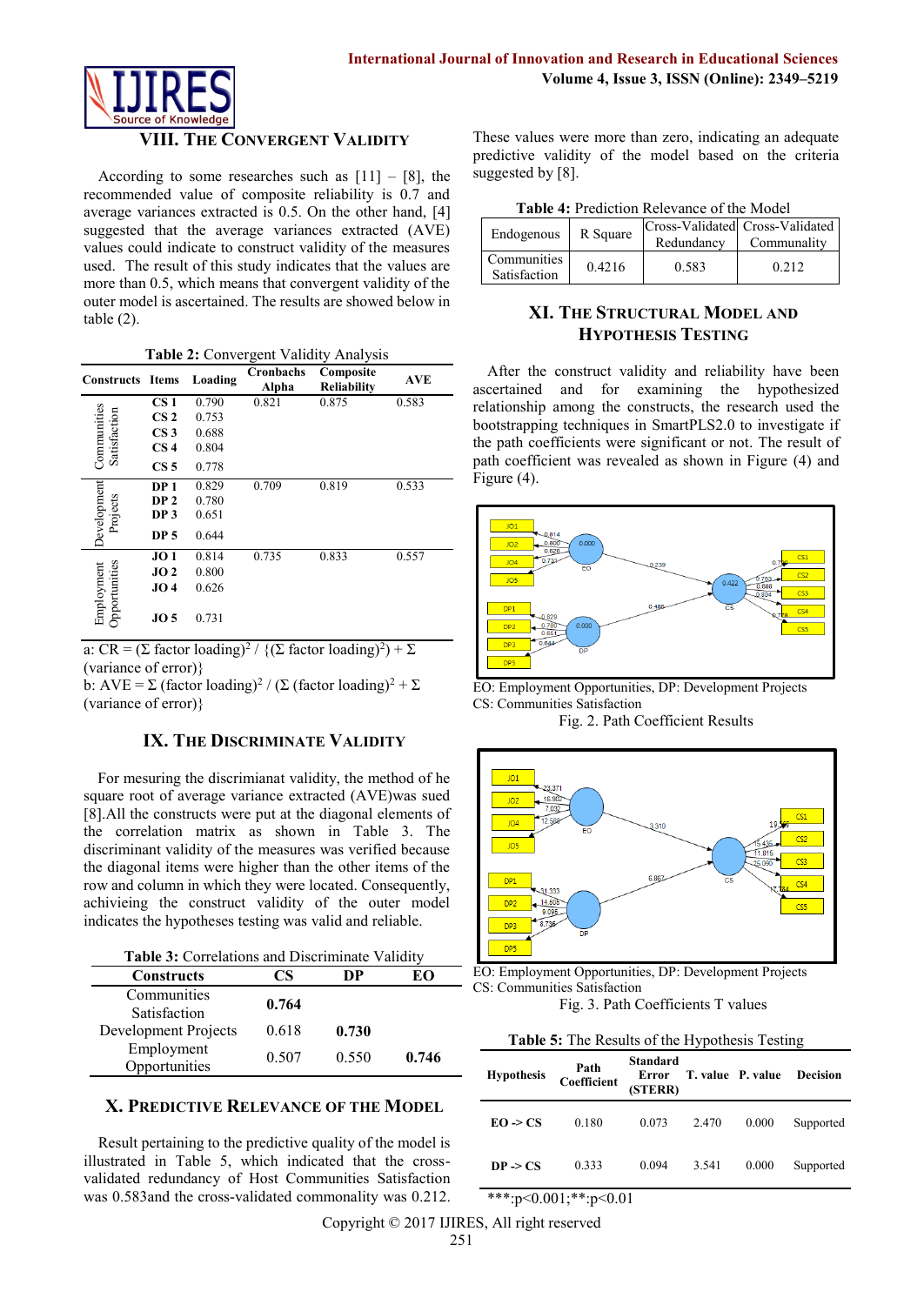## VIII. The Convergent Validity

According to some researches such as [11] – [8], the recommended value of composite reliability is 0.7 and average variances extracted is 0.5. On the other hand, [4] suggested that the average variances extracted (AVE) values could indicate to construct validity of the measures used. The result of this study indicates that the values are more than 0.5, which means that convergent validity of the outer model is ascertained. The results are showed below in table (2).

**Table 2:** Convergent Validity Analysis

| Constructs | Items | Loading | Cronbachs Alpha | Composite Reliability | AVE |
|---|---|---|---|---|---|
| Communities Satisfaction | CS 1 | 0.790 | 0.821 | 0.875 | 0.583 |
| | CS 2 | 0.753 | | | |
| | CS 3 | 0.688 | | | |
| | CS 4 | 0.804 | | | |
| | CS 5 | 0.778 | | | |
| Development Projects | DP 1 | 0.829 | 0.709 | 0.819 | 0.533 |
| | DP 2 | 0.780 | | | |
| | DP 3 | 0.651 | | | |
| | DP 5 | 0.644 | | | |
| Employment Opportunities | JO 1 | 0.814 | 0.735 | 0.833 | 0.557 |
| | JO 2 | 0.800 | | | |
| | JO 4 | 0.626 | | | |
| | JO 5 | 0.731 | | | |

a: CR = $(\Sigma \text{ factor loading})^2 / \{(\Sigma \text{ factor loading})^2) + \Sigma$ (variance of error)}
b: AVE = $\Sigma$ (factor loading)$^2$ / ($\Sigma$ (factor loading)$^2$ + $\Sigma$ (variance of error)}

## IX. The Discriminate Validity

For mesuring the discrimianat validity, the method of he square root of average variance extracted (AVE)was sued [8].All the constructs were put at the diagonal elements of the correlation matrix as shown in Table 3. The discriminant validity of the measures was verified because the diagonal items were higher than the other items of the row and column in which they were located. Consequently, achiveieing the construct validity of the outer model indicates the hypotheses testing was valid and reliable.

**Table 3:** Correlations and Discriminate Validity

| Constructs | CS | DP | EO |
|---|---|---|---|
| Communities Satisfaction | **0.764** | | |
| Development Projects | 0.618 | **0.730** | |
| Employment Opportunities | 0.507 | 0.550 | **0.746** |

## X. Predictive Relevance of the Model

Result pertaining to the predictive quality of the model is illustrated in Table 5, which indicated that the cross-validated redundancy of Host Communities Satisfaction was 0.583and the cross-validated commonality was 0.212. These values were more than zero, indicating an adequate predictive validity of the model based on the criteria suggested by [8].

**Table 4:** Prediction Relevance of the Model

| Endogenous | R Square | Cross-Validated Redundancy | Cross-Validated Community |
|---|---|---|---|
| Communities Satisfaction | 0.4216 | 0.583 | 0.212 |

## XI. The Structural Model and Hypothesis Testing

After the construct validity and reliability have been ascertained and for examining the hypothesized relationship among the constructs, the research used the bootstrapping techniques in SmartPLS2.0 to investigate if the path coefficients were significant or not. The result of path coefficient was revealed as shown in Figure (4) and Figure (4).

EO: Employment Opportunities, DP: Development Projects
CS: Communities Satisfaction

Fig. 2. Path Coefficient Results

EO: Employment Opportunities, DP: Development Projects
CS: Communities Satisfaction

Fig. 3. Path Coefficients T values

**Table 5:** The Results of the Hypothesis Testing

| Hypothesis | Path Coefficient | Standard Error (STERR) | T. value | P. value | Decision |
|---|---|---|---|---|---|
| EO -> CS | 0.180 | 0.073 | 2.470 | 0.000 | Supported |
| DP -> CS | 0.333 | 0.094 | 3.541 | 0.000 | Supported |

***:p<0.001;**:p<0.01

Copyright © 2017 IJIRES, All right reserved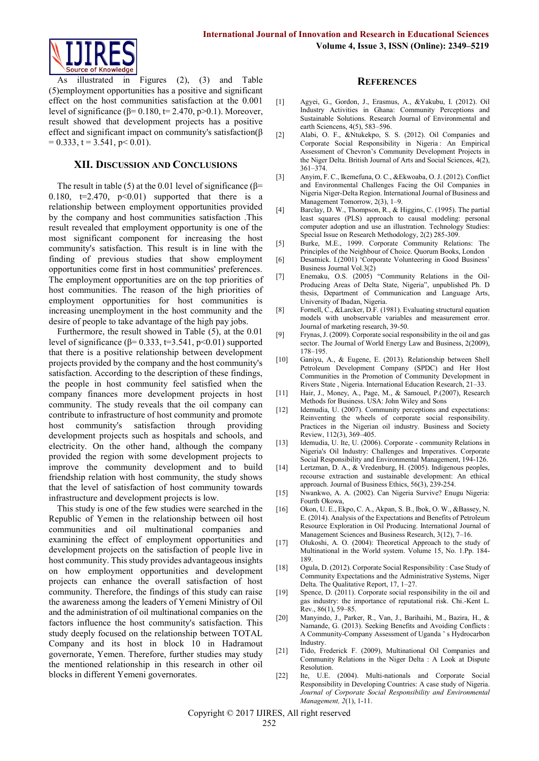As illustrated in Figures (2), (3) and Table (5)employment opportunities has a positive and significant effect on the host communities satisfaction at the 0.001 level of significance ($\beta$= 0.180, t= 2.470, p>0.1). Moreover, result showed that development projects has a positive effect and significant impact on community's satisfaction($\beta$ = 0.333, t = 3.541, p< 0.01).

## XII. Discussion and Conclusions

The result in table (5) at the 0.01 level of significance ($\beta$= 0.180, t=2.470, p<0.01) supported that there is a relationship between employment opportunities provided by the company and host communities satisfaction .This result revealed that employment opportunity is one of the most significant component for increasing the host community's satisfaction. This result is in line with the finding of previous studies that show employment opportunities come first in host communities' preferences. The employment opportunities are on the top priorities of host communities. The reason of the high priorities of employment opportunities for host communities is increasing unemployment in the host community and the desire of people to take advantage of the high pay jobs.

Furthermore, the result showed in Table (5), at the 0.01 level of significance ($\beta$= 0.333, t=3.541, p<0.01) supported that there is a positive relationship between development projects provided by the company and the host community's satisfaction. According to the description of these findings, the people in host community feel satisfied when the company finances more development projects in host community. The study reveals that the oil company can contribute to infrastructure of host community and promote host community's satisfaction through providing development projects such as hospitals and schools, and electricity. On the other hand, although the company provided the region with some development projects to improve the community development and to build friendship relation with host community, the study shows that the level of satisfaction of host community towards infrastructure and development projects is low.

This study is one of the few studies were searched in the Republic of Yemen in the relationship between oil host communities and oil multinational companies and examining the effect of employment opportunities and development projects on the satisfaction of people live in host community. This study provides advantageous insights on how employment opportunities and development projects can enhance the overall satisfaction of host community. Therefore, the findings of this study can raise the awareness among the leaders of Yemeni Ministry of Oil and the administration of oil multinational companies on the factors influence the host community's satisfaction. This study deeply focused on the relationship between TOTAL Company and its host in block 10 in Hadramout governorate, Yemen. Therefore, further studies may study the mentioned relationship in this research in other oil blocks in different Yemeni governorates.

## References

[1] Agyei, G., Gordon, J., Erasmus, A., &Yakubu, I. (2012). Oil Industry Activities in Ghana: Community Perceptions and Sustainable Solutions. Research Journal of Environmental and earth Sciencens, 4(5), 583–596.

[2] Alabi, O. F., &Ntukekpo, S. S. (2012). Oil Companies and Corporate Social Responsibility in Nigeria : An Empirical Assessment of Chevron's Community Development Projects in the Niger Delta. British Journal of Arts and Social Sciences, 4(2), 361–374.

[3] Anyim, F. C., Ikemefuna, O. C., &Ekwoaba, O. J. (2012). Conflict and Environmental Challenges Facing the Oil Companies in Nigeria Niger-Delta Region. International Journal of Business and Management Tomorrow, 2(3), 1–9.

[4] Barclay, D. W., Thompson, R., & Higgins, C. (1995). The partial least squares (PLS) approach to causal modeling: personal computer adoption and use an illustration. Technology Studies: Special Issue on Research Methodology, 2(2) 285-309.

[5] Burke, M.E., 1999. Corporate Community Relations: The Principles of the Neighbour of Choice. Quorum Books, London

[6] Desatnick. I.(2001) 'Corporate Volunteering in Good Business' Business Journal Vol.3(2)

[7] Enemaku, O.S. (2005) "Community Relations in the Oil-Producing Areas of Delta State, Nigeria", unpublished Ph. D thesis, Department of Communication and Language Arts, University of Ibadan, Nigeria.

[8] Fornell, C., &Larcker, D.F. (1981). Evaluating structural equation models with unobservable variables and measurement error. Journal of marketing research, 39-50.

[9] Frynas, J. (2009). Corporate social responsibility in the oil and gas sector. The Journal of World Energy Law and Business, 2(2009), 178–195.

[10] Ganiyu, A., & Eugene, E. (2013). Relationship between Shell Petroleum Development Company (SPDC) and Her Host Communities in the Promotion of Community Development in Rivers State , Nigeria. International Education Research, 21–33.

[11] Hair, J., Money, A., Page, M., & Samouel, P.(2007), Research Methods for Business. USA: John Wiley and Sons

[12] Idemudia, U. (2007). Community perceptions and expectations: Reinventing the wheels of corporate social responsibility. Practices in the Nigerian oil industry. Business and Society Review, 112(3), 369–405.

[13] Idemudia, U. Ite, U. (2006). Corporate - community Relations in Nigeria's Oil Industry: Challenges and Imperatives. Corporate Social Responsibility and Environmental Management, 194-126.

[14] Lertzman, D. A., & Vredenburg, H. (2005). Indigenous peoples, recourse extraction and sustainable development: An ethical approach. Journal of Business Ethics, 56(3), 239-254.

[15] Nwankwo, A. A. (2002). Can Nigeria Survive? Enugu Nigeria: Fourth Okowa,

[16] Okon, U. E., Ekpo, C. A., Akpan, S. B., Ibok, O. W., &Bassey, N. E. (2014). Analysis of the Expectations and Benefits of Petroleum Resource Exploration in Oil Producing. International Journal of Management Sciences and Business Research, 3(12), 7–16.

[17] Olukoshi, A. O. (2004): Theoretical Approach to the study of Multinational in the World system. Volume 15, No. 1.Pp. 184-189.

[18] Ogula, D. (2012). Corporate Social Responsibility : Case Study of Community Expectations and the Administrative Systems, Niger Delta. The Qualitative Report, 17, 1–27.

[19] Spence, D. (2011). Corporate social responsibility in the oil and gas industry: the importance of reputational risk. Chi.-Kent L. Rev., 86(1), 59–85.

[20] Manyindo, J., Parker, R., Van, J., Barihaihi, M., Bazira, H., & Namande, G. (2013). Seeking Benefits and Avoiding Conflicts : A Community-Company Assessment of Uganda ' s Hydrocarbon Industry.

[21] Tido, Frederick F. (2009), Multinational Oil Companies and Community Relations in the Niger Delta : A Look at Dispute Resolution.

[22] Ite, U.E. (2004). Multi-nationals and Corporate Social Responsibility in Developing Countries: A case study of Nigeria. *Journal of Corporate Social Responsibility and Environmental Management, 2*(1), 1-11.

Copyright © 2017 IJIRES, All right reserved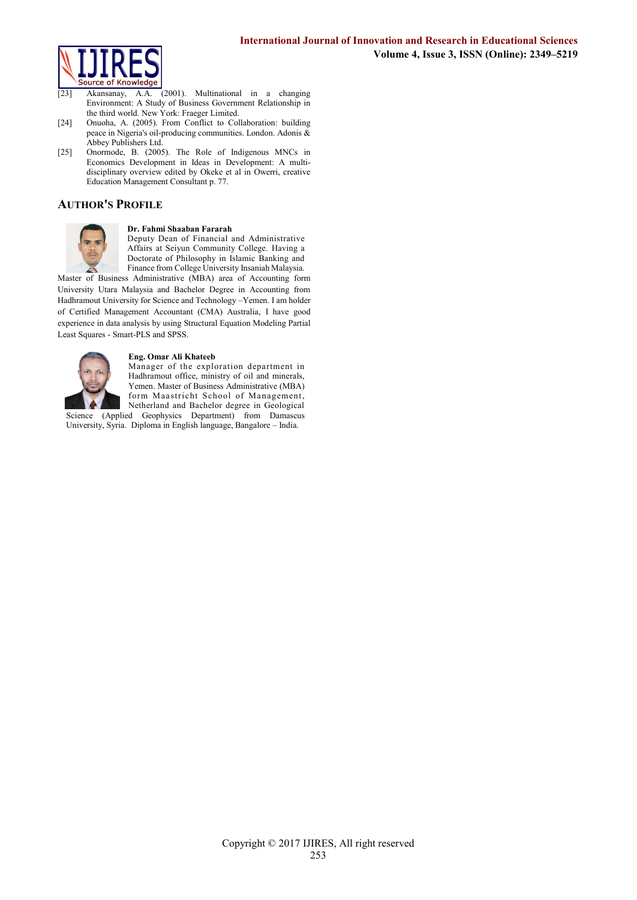[23] Akansanay, A.A. (2001). Multinational in a changing Environment: A Study of Business Government Relationship in the third world. New York: Fraeger Limited.

[24] Onuoha, A. (2005). From Conflict to Collaboration: building peace in Nigeria's oil-producing communities. London. Adonis & Abbey Publishers Ltd.

[25] Onormode, B. (2005). The Role of Indigenous MNCs in Economics Development in Ideas in Development: A multi-disciplinary overview edited by Okeke et al in Owerri, creative Education Management Consultant p. 77.

## Author's Profile

**Dr. Fahmi Shaaban Fararah**
Deputy Dean of Financial and Administrative Affairs at Seiyun Community College. Having a Doctorate of Philosophy in Islamic Banking and Finance from College University Insaniah Malaysia. Master of Business Administrative (MBA) area of Accounting form University Utara Malaysia and Bachelor Degree in Accounting from Hadhramout University for Science and Technology –Yemen. I am holder of Certified Management Accountant (CMA) Australia, I have good experience in data analysis by using Structural Equation Modeling Partial Least Squares - Smart-PLS and SPSS.

**Eng. Omar Ali Khateeb**
Manager of the exploration department in Hadhramout office, ministry of oil and minerals, Yemen. Master of Business Administrative (MBA) form Maastricht School of Management, Netherland and Bachelor degree in Geological Science (Applied Geophysics Department) from Damascus University, Syria. Diploma in English language, Bangalore – India.